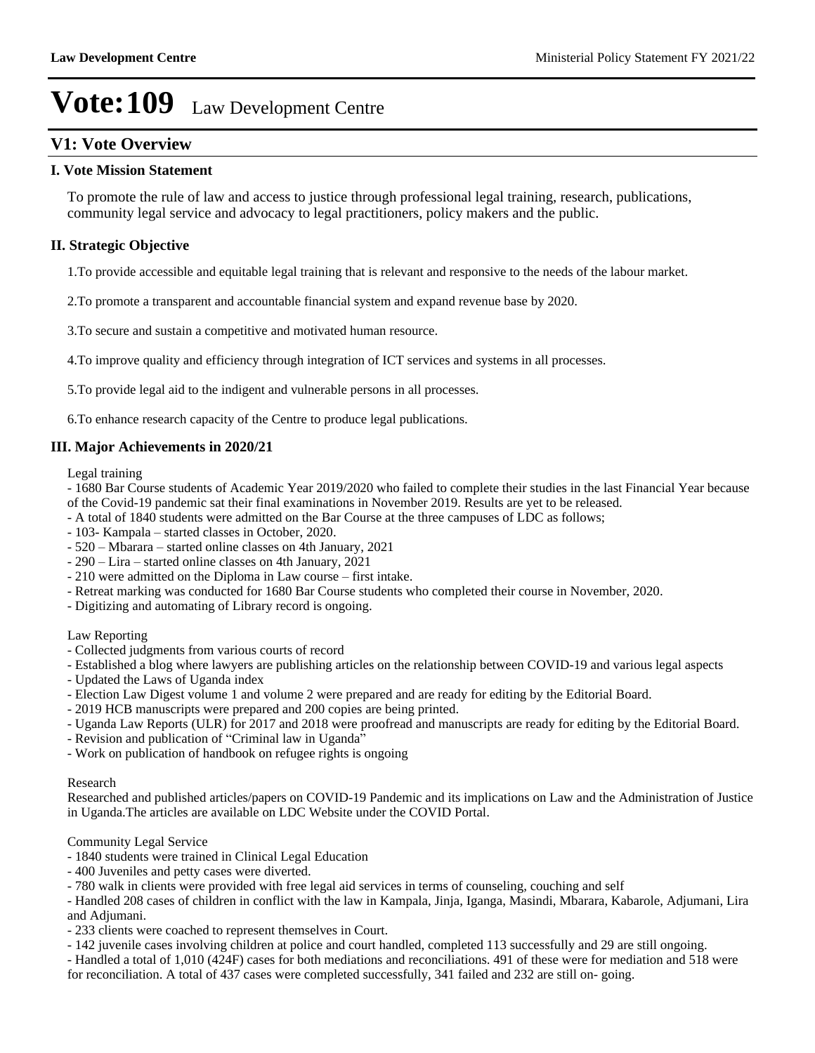# Vote:109 Law Development Centre

## V1: Vote Overview

### I. Vote Mission Statement

To promote the rule of law and access to justice through professional legal training, research, publications, community legal service and advocacy to legal practitioners, policy makers and the public.

### II. Strategic Objective

1.To provide accessible and equitable legal training that is relevant and responsive to the needs of the labour market.

2.To promote a transparent and accountable financial system and expand revenue base by 2020.

3.To secure and sustain a competitive and motivated human resource.

4.To improve quality and efficiency through integration of ICT services and systems in all processes.

5.To provide legal aid to the indigent and vulnerable persons in all processes.

6.To enhance research capacity of the Centre to produce legal publications.

### III. Major Achievements in 2020/21

Legal training

- 1680 Bar Course students of Academic Year 2019/2020 who failed to complete their studies in the last Financial Year because of the Covid-19 pandemic sat their final examinations in November 2019. Results are yet to be released.
- A total of 1840 students were admitted on the Bar Course at the three campuses of LDC as follows;
- 103- Kampala – started classes in October, 2020.
- 520 – Mbarara – started online classes on 4th January, 2021
- 290 – Lira – started online classes on 4th January, 2021
- 210 were admitted on the Diploma in Law course – first intake.
- Retreat marking was conducted for 1680 Bar Course students who completed their course in November, 2020.
- Digitizing and automating of Library record is ongoing.

Law Reporting

- Collected judgments from various courts of record
- Established a blog where lawyers are publishing articles on the relationship between COVID-19 and various legal aspects
- Updated the Laws of Uganda index
- Election Law Digest volume 1 and volume 2 were prepared and are ready for editing by the Editorial Board.
- 2019 HCB manuscripts were prepared and 200 copies are being printed.
- Uganda Law Reports (ULR) for 2017 and 2018 were proofread and manuscripts are ready for editing by the Editorial Board.
- Revision and publication of "Criminal law in Uganda"
- Work on publication of handbook on refugee rights is ongoing

Research

Researched and published articles/papers on COVID-19 Pandemic and its implications on Law and the Administration of Justice in Uganda.The articles are available on LDC Website under the COVID Portal.

Community Legal Service

- 1840 students were trained in Clinical Legal Education
- 400 Juveniles and petty cases were diverted.
- 780 walk in clients were provided with free legal aid services in terms of counseling, couching and self
- Handled 208 cases of children in conflict with the law in Kampala, Jinja, Iganga, Masindi, Mbarara, Kabarole, Adjumani, Lira and Adjumani.
- 233 clients were coached to represent themselves in Court.
- 142 juvenile cases involving children at police and court handled, completed 113 successfully and 29 are still ongoing.
- Handled a total of 1,010 (424F) cases for both mediations and reconciliations. 491 of these were for mediation and 518 were for reconciliation. A total of 437 cases were completed successfully, 341 failed and 232 are still on- going.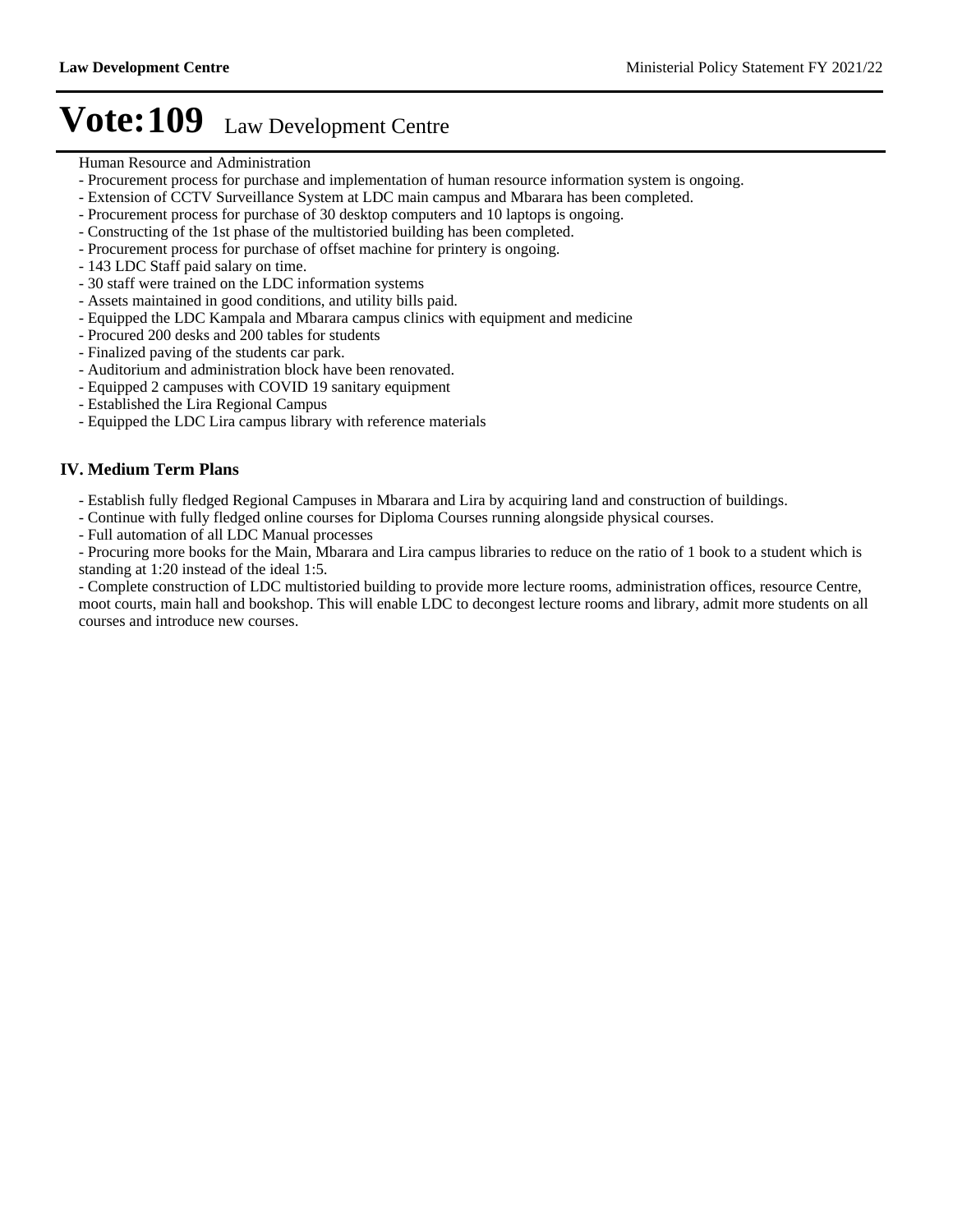# Vote:109 Law Development Centre

Human Resource and Administration

- Procurement process for purchase and implementation of human resource information system is ongoing.
- Extension of CCTV Surveillance System at LDC main campus and Mbarara has been completed.
- Procurement process for purchase of 30 desktop computers and 10 laptops is ongoing.
- Constructing of the 1st phase of the multistoried building has been completed.
- Procurement process for purchase of offset machine for printery is ongoing.
- 143 LDC Staff paid salary on time.
- 30 staff were trained on the LDC information systems
- Assets maintained in good conditions, and utility bills paid.
- Equipped the LDC Kampala and Mbarara campus clinics with equipment and medicine
- Procured 200 desks and 200 tables for students
- Finalized paving of the students car park.
- Auditorium and administration block have been renovated.
- Equipped 2 campuses with COVID 19 sanitary equipment
- Established the Lira Regional Campus
- Equipped the LDC Lira campus library with reference materials

## IV. Medium Term Plans

- Establish fully fledged Regional Campuses in Mbarara and Lira by acquiring land and construction of buildings.
- Continue with fully fledged online courses for Diploma Courses running alongside physical courses.
- Full automation of all LDC Manual processes
- Procuring more books for the Main, Mbarara and Lira campus libraries to reduce on the ratio of 1 book to a student which is standing at 1:20 instead of the ideal 1:5.
- Complete construction of LDC multistoried building to provide more lecture rooms, administration offices, resource Centre, moot courts, main hall and bookshop. This will enable LDC to decongest lecture rooms and library, admit more students on all courses and introduce new courses.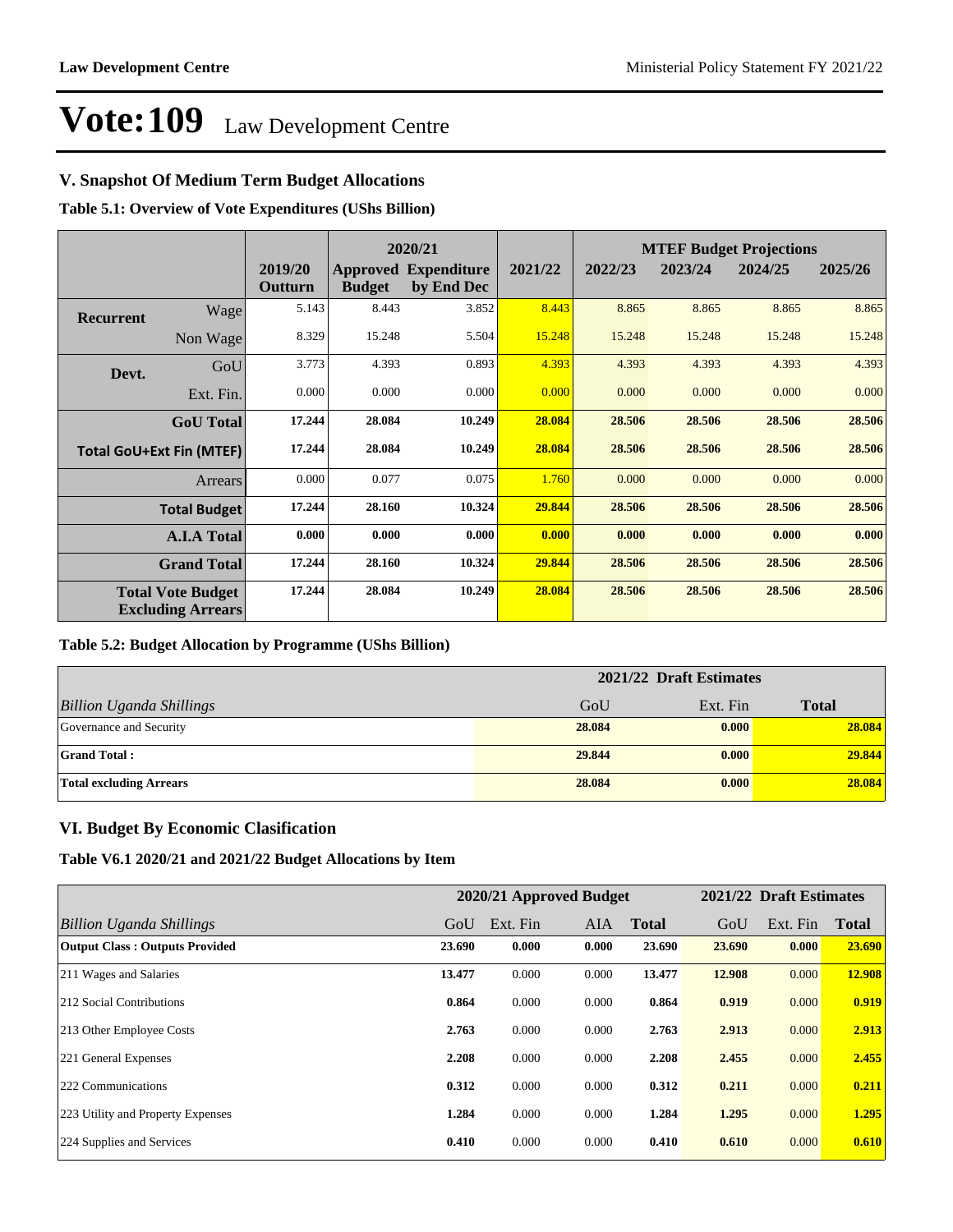# Vote:109 Law Development Centre

## V. Snapshot Of Medium Term Budget Allocations

**Table 5.1: Overview of Vote Expenditures (UShs Billion)**

| | | | 2020/21 | | | MTEF Budget Projections | | | |
|---|---|---|---|---|---|---|---|---|---|
| | | 2019/20 Outturn | Approved Budget | Expenditure by End Dec | 2021/22 | 2022/23 | 2023/24 | 2024/25 | 2025/26 |
| **Recurrent** | Wage | 5.143 | 8.443 | 3.852 | 8.443 | 8.865 | 8.865 | 8.865 | 8.865 |
| | Non Wage | 8.329 | 15.248 | 5.504 | 15.248 | 15.248 | 15.248 | 15.248 | 15.248 |
| **Devt.** | GoU | 3.773 | 4.393 | 0.893 | 4.393 | 4.393 | 4.393 | 4.393 | 4.393 |
| | Ext. Fin. | 0.000 | 0.000 | 0.000 | 0.000 | 0.000 | 0.000 | 0.000 | 0.000 |
| | **GoU Total** | **17.244** | **28.084** | **10.249** | **28.084** | **28.506** | **28.506** | **28.506** | **28.506** |
| **Total GoU+Ext Fin (MTEF)** | | **17.244** | **28.084** | **10.249** | **28.084** | **28.506** | **28.506** | **28.506** | **28.506** |
| | Arrears | 0.000 | 0.077 | 0.075 | 1.760 | 0.000 | 0.000 | 0.000 | 0.000 |
| | **Total Budget** | **17.244** | **28.160** | **10.324** | **29.844** | **28.506** | **28.506** | **28.506** | **28.506** |
| | **A.I.A Total** | **0.000** | **0.000** | **0.000** | **0.000** | **0.000** | **0.000** | **0.000** | **0.000** |
| | **Grand Total** | **17.244** | **28.160** | **10.324** | **29.844** | **28.506** | **28.506** | **28.506** | **28.506** |
| **Total Vote Budget Excluding Arrears** | | **17.244** | **28.084** | **10.249** | **28.084** | **28.506** | **28.506** | **28.506** | **28.506** |

**Table 5.2: Budget Allocation by Programme (UShs Billion)**

| | 2021/22 Draft Estimates | | |
|---|---|---|---|
| *Billion Uganda Shillings* | GoU | Ext. Fin | **Total** |
| Governance and Security | **28.084** | **0.000** | **28.084** |
| **Grand Total :** | **29.844** | **0.000** | **29.844** |
| **Total excluding Arrears** | **28.084** | **0.000** | **28.084** |

## VI. Budget By Economic Clasification

**Table V6.1 2020/21 and 2021/22 Budget Allocations by Item**

| | 2020/21 Approved Budget | | | | 2021/22 Draft Estimates | | |
|---|---|---|---|---|---|---|---|
| *Billion Uganda Shillings* | GoU | Ext. Fin | AIA | **Total** | GoU | Ext. Fin | **Total** |
| **Output Class : Outputs Provided** | **23.690** | **0.000** | **0.000** | **23.690** | **23.690** | **0.000** | **23.690** |
| 211 Wages and Salaries | **13.477** | 0.000 | 0.000 | **13.477** | **12.908** | 0.000 | **12.908** |
| 212 Social Contributions | **0.864** | 0.000 | 0.000 | **0.864** | **0.919** | 0.000 | **0.919** |
| 213 Other Employee Costs | **2.763** | 0.000 | 0.000 | **2.763** | **2.913** | 0.000 | **2.913** |
| 221 General Expenses | **2.208** | 0.000 | 0.000 | **2.208** | **2.455** | 0.000 | **2.455** |
| 222 Communications | **0.312** | 0.000 | 0.000 | **0.312** | **0.211** | 0.000 | **0.211** |
| 223 Utility and Property Expenses | **1.284** | 0.000 | 0.000 | **1.284** | **1.295** | 0.000 | **1.295** |
| 224 Supplies and Services | **0.410** | 0.000 | 0.000 | **0.410** | **0.610** | 0.000 | **0.610** |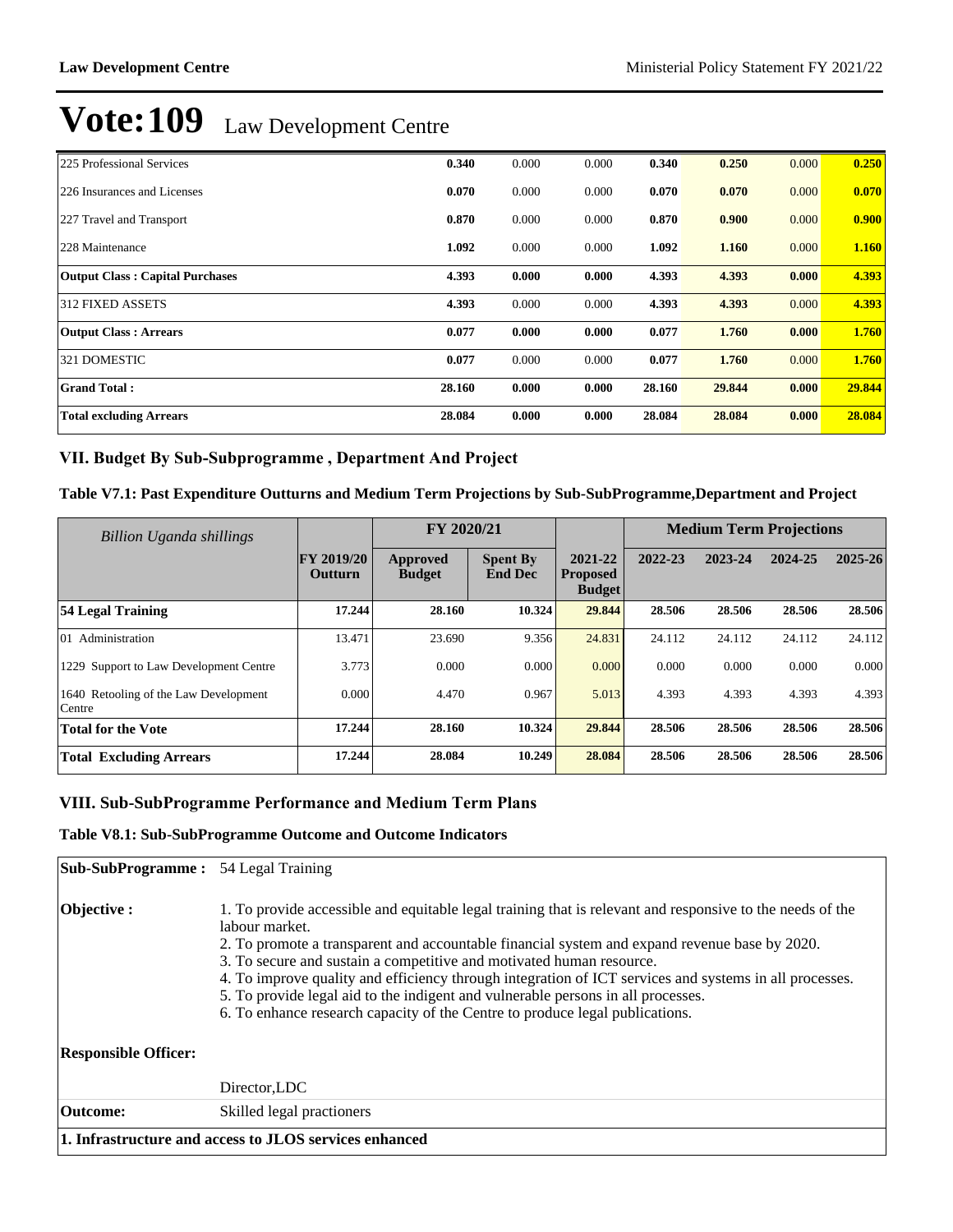# Vote:109 Law Development Centre

| | | | | | | | |
|---|---|---|---|---|---|---|---|
| 225 Professional Services | **0.340** | 0.000 | 0.000 | **0.340** | **0.250** | 0.000 | **0.250** |
| 226 Insurances and Licenses | **0.070** | 0.000 | 0.000 | **0.070** | **0.070** | 0.000 | **0.070** |
| 227 Travel and Transport | **0.870** | 0.000 | 0.000 | **0.870** | **0.900** | 0.000 | **0.900** |
| 228 Maintenance | **1.092** | 0.000 | 0.000 | **1.092** | **1.160** | 0.000 | **1.160** |
| **Output Class : Capital Purchases** | **4.393** | **0.000** | **0.000** | **4.393** | **4.393** | **0.000** | **4.393** |
| 312 FIXED ASSETS | **4.393** | 0.000 | 0.000 | **4.393** | **4.393** | 0.000 | **4.393** |
| **Output Class : Arrears** | **0.077** | **0.000** | **0.000** | **0.077** | **1.760** | **0.000** | **1.760** |
| 321 DOMESTIC | **0.077** | 0.000 | 0.000 | **0.077** | **1.760** | 0.000 | **1.760** |
| **Grand Total :** | **28.160** | **0.000** | **0.000** | **28.160** | **29.844** | **0.000** | **29.844** |
| **Total excluding Arrears** | **28.084** | **0.000** | **0.000** | **28.084** | **28.084** | **0.000** | **28.084** |

## VII. Budget By Sub-Subprogramme , Department And Project

### Table V7.1: Past Expenditure Outturns and Medium Term Projections by Sub-SubProgramme,Department and Project

| *Billion Uganda shillings* | | FY 2020/21 | | | Medium Term Projections | | | |
|---|---|---|---|---|---|---|---|---|
| | **FY 2019/20 Outturn** | **Approved Budget** | **Spent By End Dec** | **2021-22 Proposed Budget** | **2022-23** | **2023-24** | **2024-25** | **2025-26** |
| **54 Legal Training** | **17.244** | **28.160** | **10.324** | **29.844** | **28.506** | **28.506** | **28.506** | **28.506** |
| 01 Administration | 13.471 | 23.690 | 9.356 | 24.831 | 24.112 | 24.112 | 24.112 | 24.112 |
| 1229 Support to Law Development Centre | 3.773 | 0.000 | 0.000 | 0.000 | 0.000 | 0.000 | 0.000 | 0.000 |
| 1640 Retooling of the Law Development Centre | 0.000 | 4.470 | 0.967 | 5.013 | 4.393 | 4.393 | 4.393 | 4.393 |
| **Total for the Vote** | **17.244** | **28.160** | **10.324** | **29.844** | **28.506** | **28.506** | **28.506** | **28.506** |
| **Total Excluding Arrears** | **17.244** | **28.084** | **10.249** | **28.084** | **28.506** | **28.506** | **28.506** | **28.506** |

## VIII. Sub-SubProgramme Performance and Medium Term Plans

### Table V8.1: Sub-SubProgramme Outcome and Outcome Indicators

| | |
|---|---|
| **Sub-SubProgramme :** | 54 Legal Training |
| **Objective :** | 1. To provide accessible and equitable legal training that is relevant and responsive to the needs of the labour market.<br>2. To promote a transparent and accountable financial system and expand revenue base by 2020.<br>3. To secure and sustain a competitive and motivated human resource.<br>4. To improve quality and efficiency through integration of ICT services and systems in all processes.<br>5. To provide legal aid to the indigent and vulnerable persons in all processes.<br>6. To enhance research capacity of the Centre to produce legal publications. |
| **Responsible Officer:** | Director,LDC |
| **Outcome:** | Skilled legal practioners |
| **1. Infrastructure and access to JLOS services enhanced** | |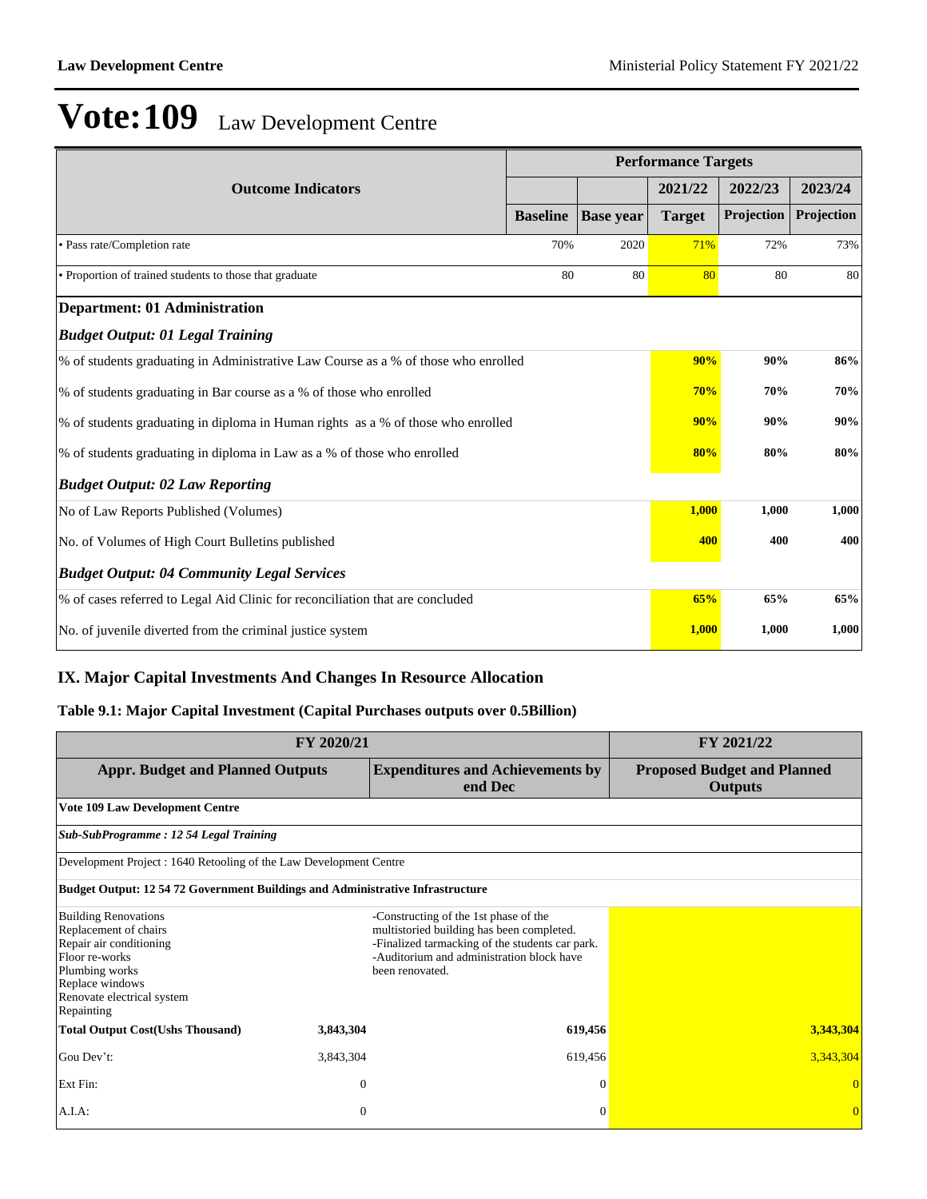# Vote:109 Law Development Centre

| Outcome Indicators | Performance Targets | | | | |
|---|---|---|---|---|---|
| | | | 2021/22 | 2022/23 | 2023/24 |
| | Baseline | Base year | Target | Projection | Projection |
| • Pass rate/Completion rate | 70% | 2020 | 71% | 72% | 73% |
| • Proportion of trained students to those that graduate | 80 | 80 | 80 | 80 | 80 |
| **Department: 01 Administration** | | | | | |
| ***Budget Output: 01 Legal Training*** | | | | | |
| % of students graduating in Administrative Law Course as a % of those who enrolled | | | **90%** | **90%** | **86%** |
| % of students graduating in Bar course as a % of those who enrolled | | | **70%** | **70%** | **70%** |
| % of students graduating in diploma in Human rights as a % of those who enrolled | | | **90%** | **90%** | **90%** |
| % of students graduating in diploma in Law as a % of those who enrolled | | | **80%** | **80%** | **80%** |
| ***Budget Output: 02 Law Reporting*** | | | | | |
| No of Law Reports Published (Volumes) | | | **1,000** | **1,000** | **1,000** |
| No. of Volumes of High Court Bulletins published | | | **400** | **400** | **400** |
| ***Budget Output: 04 Community Legal Services*** | | | | | |
| % of cases referred to Legal Aid Clinic for reconciliation that are concluded | | | **65%** | **65%** | **65%** |
| No. of juvenile diverted from the criminal justice system | | | **1,000** | **1,000** | **1,000** |

## IX. Major Capital Investments And Changes In Resource Allocation

### Table 9.1: Major Capital Investment (Capital Purchases outputs over 0.5Billion)

| FY 2020/21 | | FY 2021/22 |
|---|---|---|
| **Appr. Budget and Planned Outputs** | **Expenditures and Achievements by end Dec** | **Proposed Budget and Planned Outputs** |
| **Vote 109 Law Development Centre** | | |
| ***Sub-SubProgramme : 12 54 Legal Training*** | | |
| Development Project : 1640 Retooling of the Law Development Centre | | |
| **Budget Output: 12 54 72 Government Buildings and Administrative Infrastructure** | | |
| Building Renovations<br>Replacement of chairs<br>Repair air conditioning<br>Floor re-works<br>Plumbing works<br>Replace windows<br>Renovate electrical system<br>Repainting | -Constructing of the 1st phase of the multistoried building has been completed.<br>-Finalized tarmacking of the students car park.<br>-Auditorium and administration block have been renovated. | |
| **Total Output Cost(Ushs Thousand)** **3,843,304** | **619,456** | **3,343,304** |
| Gou Dev't: 3,843,304 | 619,456 | 3,343,304 |
| Ext Fin: 0 | 0 | 0 |
| A.I.A: 0 | 0 | 0 |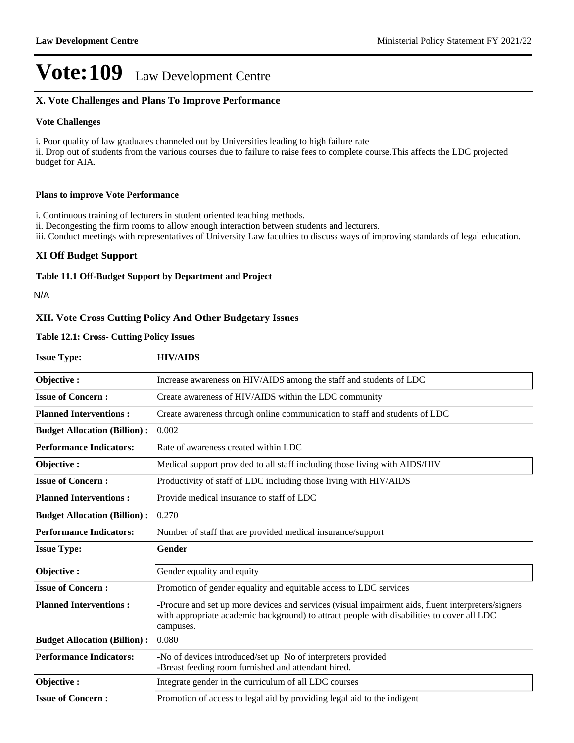# Vote:109 Law Development Centre

## X. Vote Challenges and Plans To Improve Performance

### Vote Challenges

i. Poor quality of law graduates channeled out by Universities leading to high failure rate
ii. Drop out of students from the various courses due to failure to raise fees to complete course.This affects the LDC projected budget for AIA.

### Plans to improve Vote Performance

i. Continuous training of lecturers in student oriented teaching methods.
ii. Decongesting the firm rooms to allow enough interaction between students and lecturers.
iii. Conduct meetings with representatives of University Law faculties to discuss ways of improving standards of legal education.

## XI Off Budget Support

**Table 11.1 Off-Budget Support by Department and Project**

N/A

## XII. Vote Cross Cutting Policy And Other Budgetary Issues

**Table 12.1: Cross- Cutting Policy Issues**

**Issue Type:** **HIV/AIDS**

| | |
|---|---|
| **Objective :** | Increase awareness on HIV/AIDS among the staff and students of LDC |
| **Issue of Concern :** | Create awareness of HIV/AIDS within the LDC community |
| **Planned Interventions :** | Create awareness through online communication to staff and students of LDC |
| **Budget Allocation (Billion) :** | 0.002 |
| **Performance Indicators:** | Rate of awareness created within LDC |
| **Objective :** | Medical support provided to all staff including those living with AIDS/HIV |
| **Issue of Concern :** | Productivity of staff of LDC including those living with HIV/AIDS |
| **Planned Interventions :** | Provide medical insurance to staff of LDC |
| **Budget Allocation (Billion) :** | 0.270 |
| **Performance Indicators:** | Number of staff that are provided medical insurance/support |

**Issue Type:** **Gender**

| | |
|---|---|
| **Objective :** | Gender equality and equity |
| **Issue of Concern :** | Promotion of gender equality and equitable access to LDC services |
| **Planned Interventions :** | -Procure and set up more devices and services (visual impairment aids, fluent interpreters/signers with appropriate academic background) to attract people with disabilities to cover all LDC campuses. |
| **Budget Allocation (Billion) :** | 0.080 |
| **Performance Indicators:** | -No of devices introduced/set up No of interpreters provided<br>-Breast feeding room furnished and attendant hired. |
| **Objective :** | Integrate gender in the curriculum of all LDC courses |
| **Issue of Concern :** | Promotion of access to legal aid by providing legal aid to the indigent |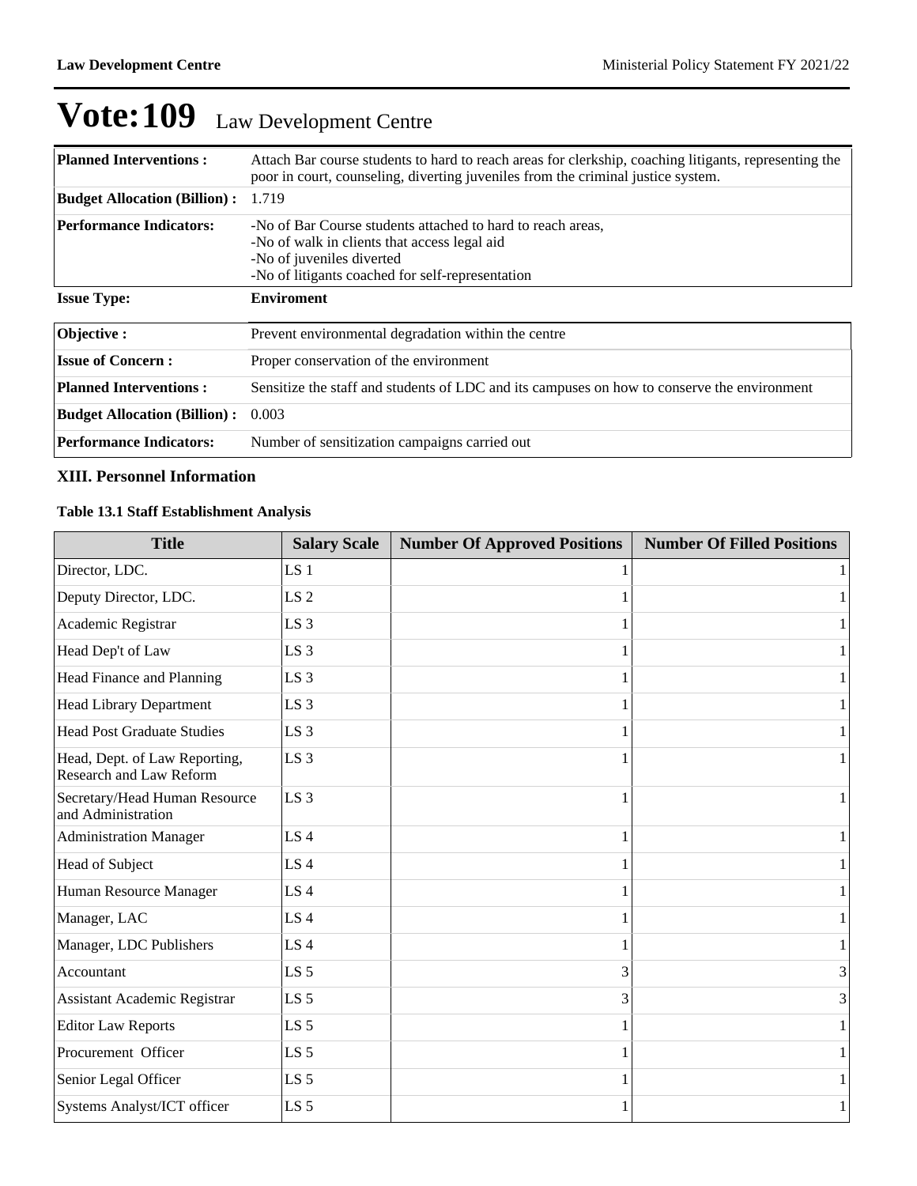# Vote:109 Law Development Centre

| | |
|---|---|
| **Planned Interventions :** | Attach Bar course students to hard to reach areas for clerkship, coaching litigants, representing the poor in court, counseling, diverting juveniles from the criminal justice system. |
| **Budget Allocation (Billion) :** | 1.719 |
| **Performance Indicators:** | -No of Bar Course students attached to hard to reach areas,<br>-No of walk in clients that access legal aid<br>-No of juveniles diverted<br>-No of litigants coached for self-representation |

**Issue Type:** **Enviroment**

| | |
|---|---|
| **Objective :** | Prevent environmental degradation within the centre |
| **Issue of Concern :** | Proper conservation of the environment |
| **Planned Interventions :** | Sensitize the staff and students of LDC and its campuses on how to conserve the environment |
| **Budget Allocation (Billion) :** | 0.003 |
| **Performance Indicators:** | Number of sensitization campaigns carried out |

### XIII. Personnel Information

**Table 13.1 Staff Establishment Analysis**

| Title | Salary Scale | Number Of Approved Positions | Number Of Filled Positions |
|---|---|---|---|
| Director, LDC. | LS 1 | 1 | 1 |
| Deputy Director, LDC. | LS 2 | 1 | 1 |
| Academic Registrar | LS 3 | 1 | 1 |
| Head Dep't of Law | LS 3 | 1 | 1 |
| Head Finance and Planning | LS 3 | 1 | 1 |
| Head Library Department | LS 3 | 1 | 1 |
| Head Post Graduate Studies | LS 3 | 1 | 1 |
| Head, Dept. of Law Reporting, Research and Law Reform | LS 3 | 1 | 1 |
| Secretary/Head Human Resource and Administration | LS 3 | 1 | 1 |
| Administration Manager | LS 4 | 1 | 1 |
| Head of Subject | LS 4 | 1 | 1 |
| Human Resource Manager | LS 4 | 1 | 1 |
| Manager, LAC | LS 4 | 1 | 1 |
| Manager, LDC Publishers | LS 4 | 1 | 1 |
| Accountant | LS 5 | 3 | 3 |
| Assistant Academic Registrar | LS 5 | 3 | 3 |
| Editor Law Reports | LS 5 | 1 | 1 |
| Procurement Officer | LS 5 | 1 | 1 |
| Senior Legal Officer | LS 5 | 1 | 1 |
| Systems Analyst/ICT officer | LS 5 | 1 | 1 |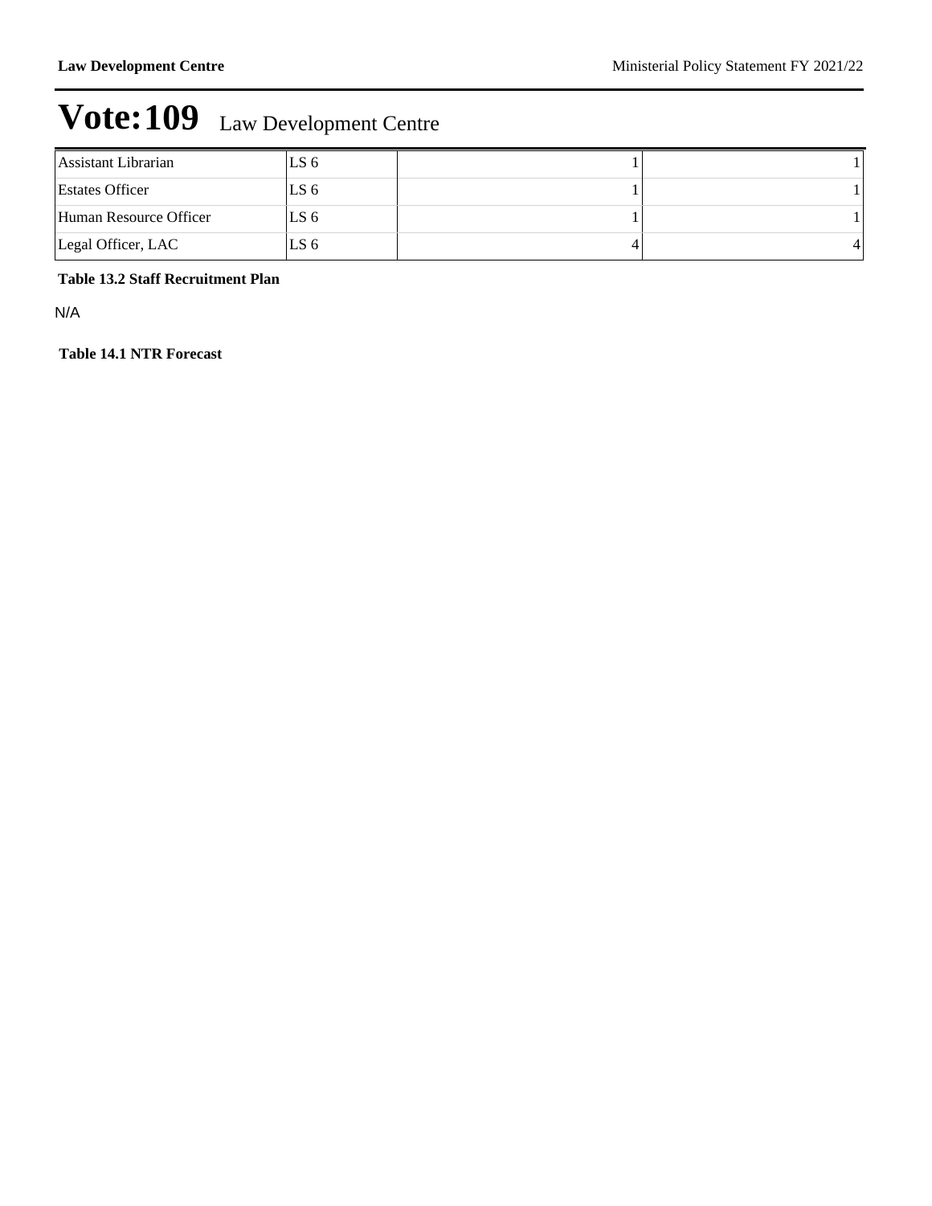# Vote:109 Law Development Centre

| | | | |
|---|---|---|---|
| Assistant Librarian | LS 6 | 1 | 1 |
| Estates Officer | LS 6 | 1 | 1 |
| Human Resource Officer | LS 6 | 1 | 1 |
| Legal Officer, LAC | LS 6 | 4 | 4 |

**Table 13.2 Staff Recruitment Plan**

N/A

**Table 14.1 NTR Forecast**